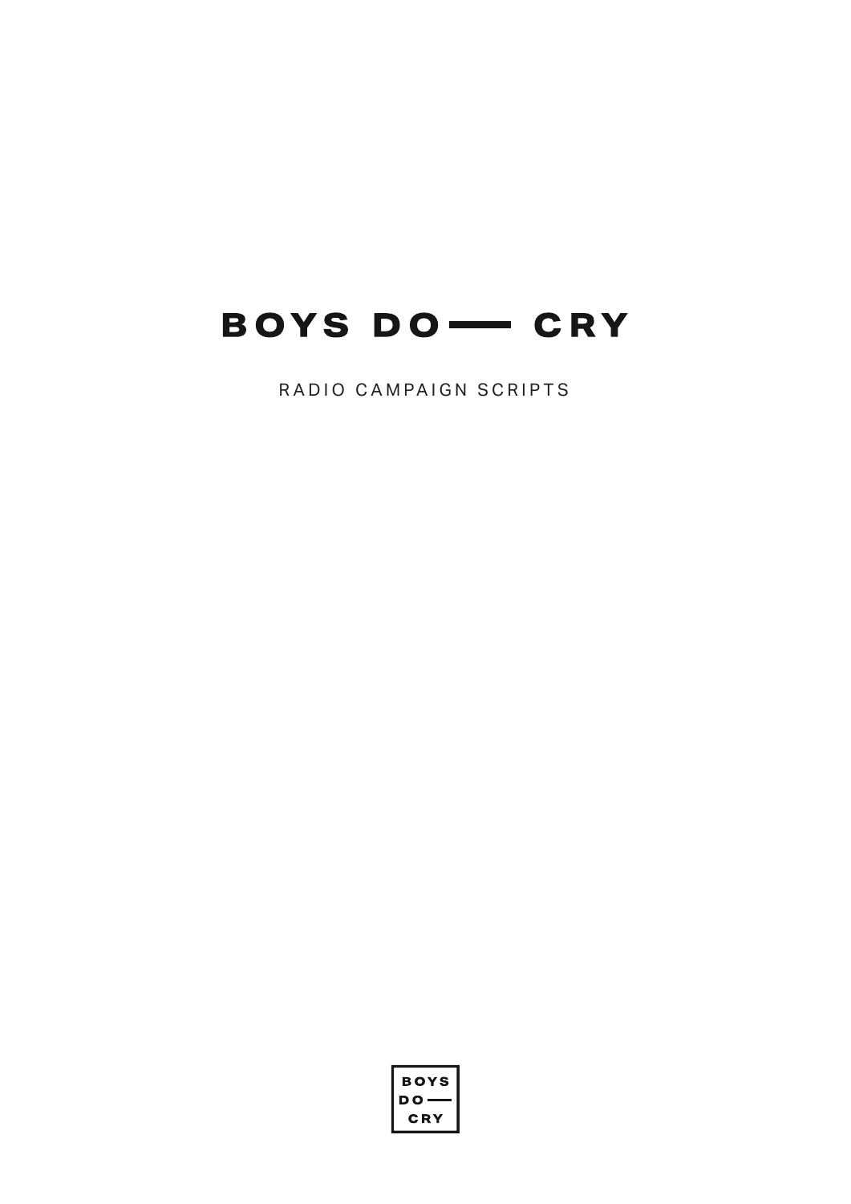# BOYS DO — CRY

RADIO CAMPAIGN SCRIPTS

BOYS
DO —
CRY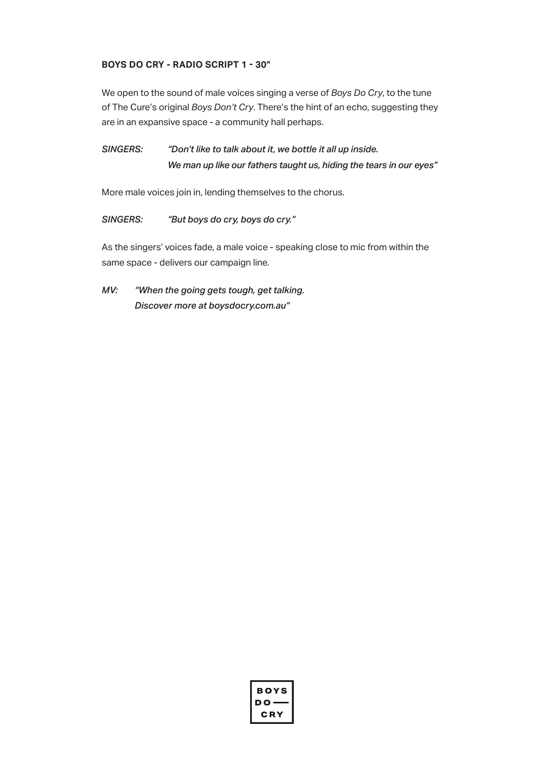**BOYS DO CRY - RADIO SCRIPT 1 - 30″**

We open to the sound of male voices singing a verse of *Boys Do Cry*, to the tune of The Cure's original *Boys Don't Cry*. There's the hint of an echo, suggesting they are in an expansive space - a community hall perhaps.

*SINGERS:* *"Don't like to talk about it, we bottle it all up inside.*
*We man up like our fathers taught us, hiding the tears in our eyes"*

More male voices join in, lending themselves to the chorus.

*SINGERS:* *"But boys do cry, boys do cry."*

As the singers' voices fade, a male voice - speaking close to mic from within the same space - delivers our campaign line.

*MV:* *"When the going gets tough, get talking.*
*Discover more at boysdocry.com.au"*

BOYS DO — CRY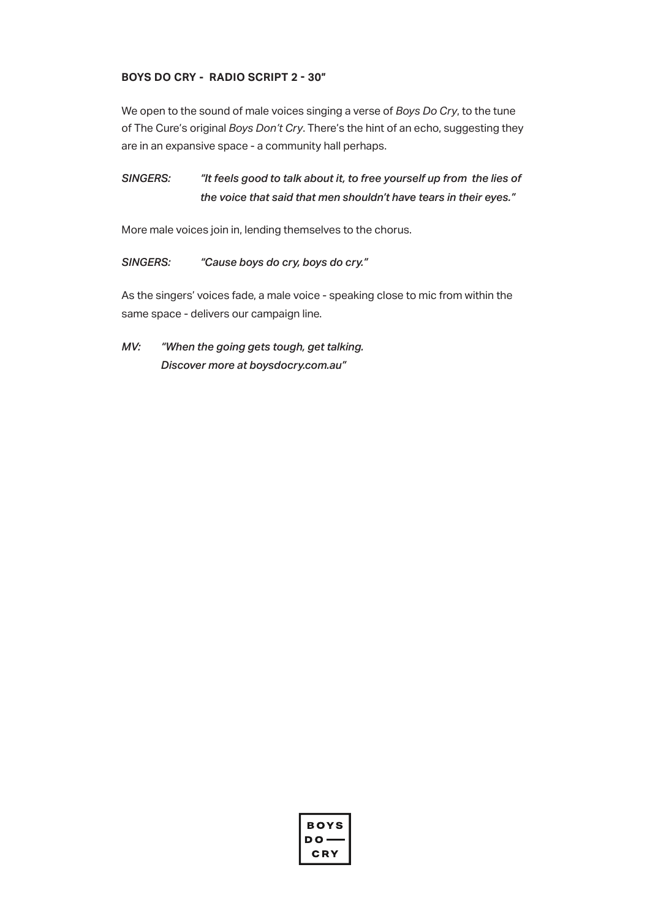**BOYS DO CRY - RADIO SCRIPT 2 - 30"**

We open to the sound of male voices singing a verse of *Boys Do Cry*, to the tune of The Cure's original *Boys Don't Cry*. There's the hint of an echo, suggesting they are in an expansive space - a community hall perhaps.

*SINGERS: "It feels good to talk about it, to free yourself up from the lies of the voice that said that men shouldn't have tears in their eyes."*

More male voices join in, lending themselves to the chorus.

*SINGERS: "Cause boys do cry, boys do cry."*

As the singers' voices fade, a male voice - speaking close to mic from within the same space - delivers our campaign line.

*MV: "When the going gets tough, get talking.*
*Discover more at boysdocry.com.au"*

BOYS
DO —
CRY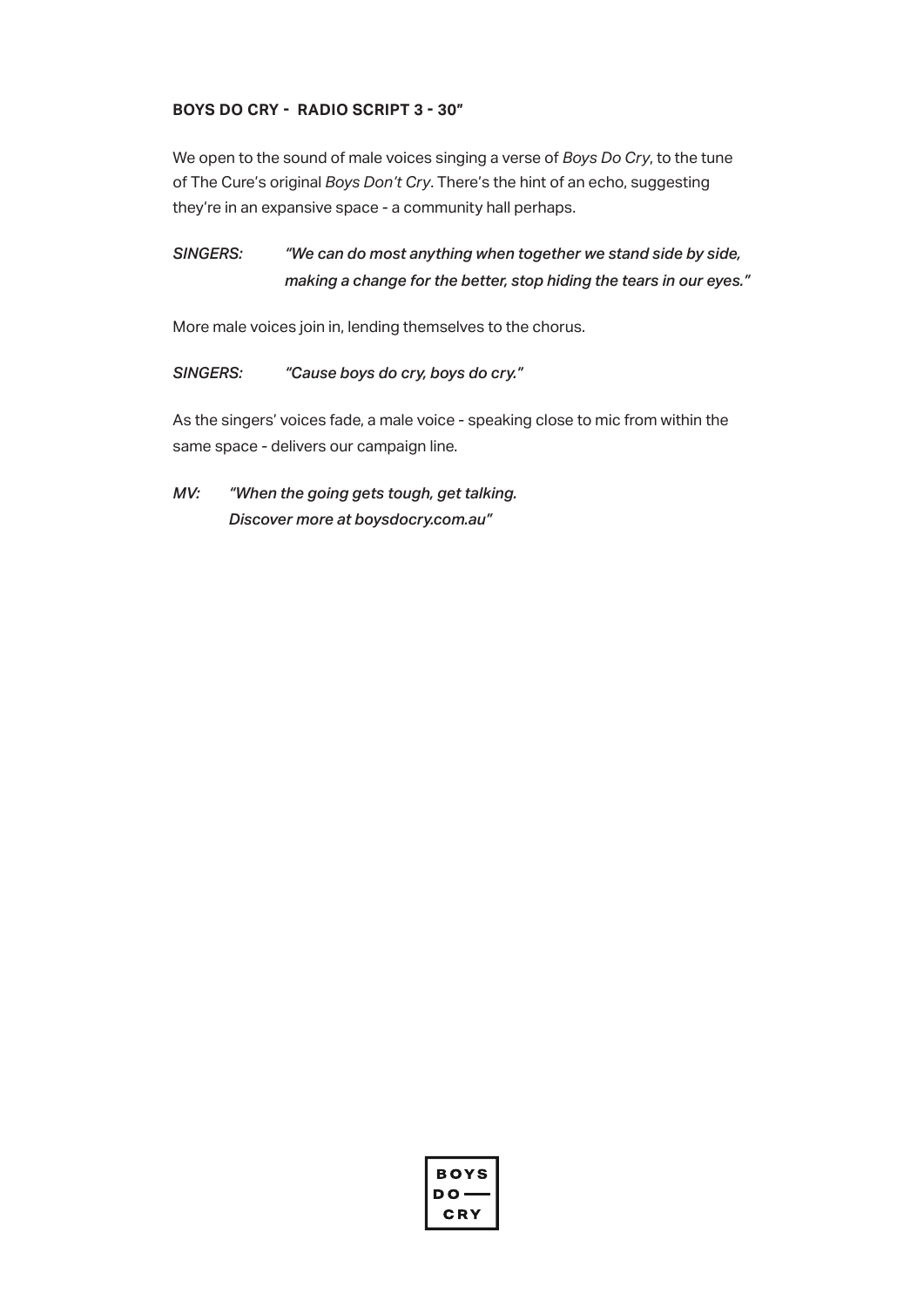**BOYS DO CRY - RADIO SCRIPT 3 - 30"**

We open to the sound of male voices singing a verse of *Boys Do Cry*, to the tune of The Cure's original *Boys Don't Cry*. There's the hint of an echo, suggesting they're in an expansive space - a community hall perhaps.

*SINGERS:* ***"We can do most anything when together we stand side by side, making a change for the better, stop hiding the tears in our eyes."***

More male voices join in, lending themselves to the chorus.

*SINGERS:* ***"Cause boys do cry, boys do cry."***

As the singers' voices fade, a male voice - speaking close to mic from within the same space - delivers our campaign line.

*MV:* ***"When the going gets tough, get talking. Discover more at boysdocry.com.au"***

BOYS DO — CRY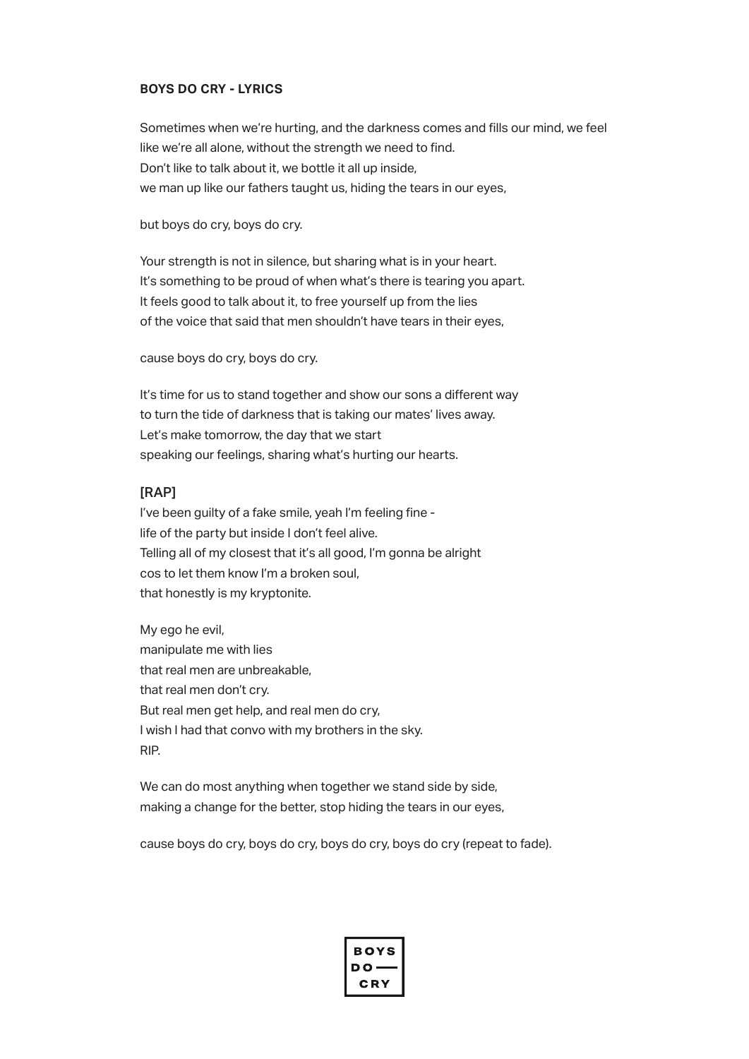**BOYS DO CRY - LYRICS**

Sometimes when we're hurting, and the darkness comes and fills our mind, we feel like we're all alone, without the strength we need to find.
Don't like to talk about it, we bottle it all up inside,
we man up like our fathers taught us, hiding the tears in our eyes,

but boys do cry, boys do cry.

Your strength is not in silence, but sharing what is in your heart.
It's something to be proud of when what's there is tearing you apart.
It feels good to talk about it, to free yourself up from the lies
of the voice that said that men shouldn't have tears in their eyes,

cause boys do cry, boys do cry.

It's time for us to stand together and show our sons a different way
to turn the tide of darkness that is taking our mates' lives away.
Let's make tomorrow, the day that we start
speaking our feelings, sharing what's hurting our hearts.

[RAP]
I've been guilty of a fake smile, yeah I'm feeling fine -
life of the party but inside I don't feel alive.
Telling all of my closest that it's all good, I'm gonna be alright
cos to let them know I'm a broken soul,
that honestly is my kryptonite.

My ego he evil,
manipulate me with lies
that real men are unbreakable,
that real men don't cry.
But real men get help, and real men do cry,
I wish I had that convo with my brothers in the sky.
RIP.

We can do most anything when together we stand side by side,
making a change for the better, stop hiding the tears in our eyes,

cause boys do cry, boys do cry, boys do cry, boys do cry (repeat to fade).

BOYS DO — CRY